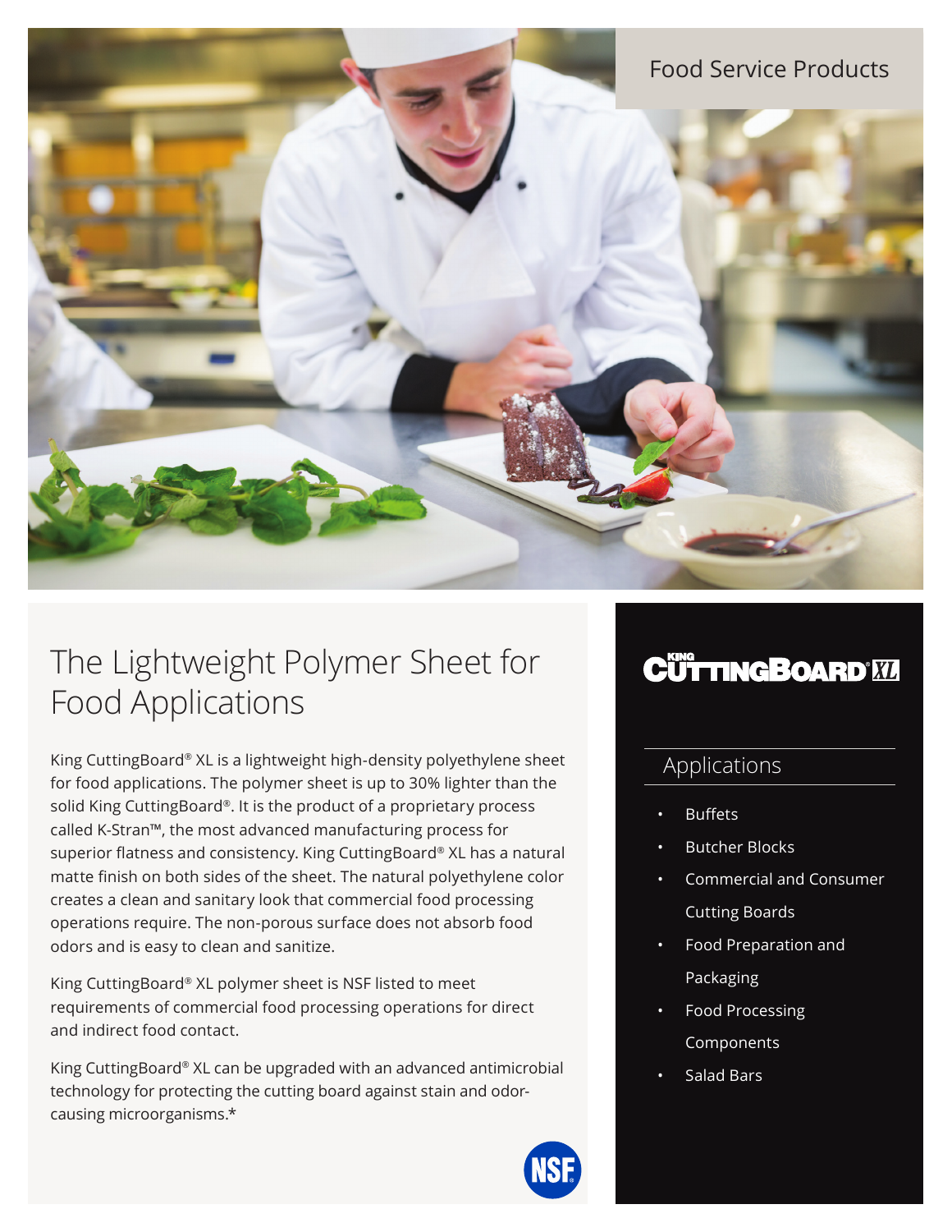Food Service Products

# The Lightweight Polymer Sheet for Food Applications

King CuttingBoard® XL is a lightweight high-density polyethylene sheet for food applications. The polymer sheet is up to 30% lighter than the solid King CuttingBoard®. It is the product of a proprietary process called K-Stran™, the most advanced manufacturing process for superior flatness and consistency. King CuttingBoard® XL has a natural matte finish on both sides of the sheet. The natural polyethylene color creates a clean and sanitary look that commercial food processing operations require. The non-porous surface does not absorb food odors and is easy to clean and sanitize.

King CuttingBoard® XL polymer sheet is NSF listed to meet requirements of commercial food processing operations for direct and indirect food contact.

King CuttingBoard® XL can be upgraded with an advanced antimicrobial technology for protecting the cutting board against stain and odor-causing microorganisms.*

NSF

KING CUTTINGBOARD® XL

## Applications

- Buffets
- Butcher Blocks
- Commercial and Consumer Cutting Boards
- Food Preparation and Packaging
- Food Processing Components
- Salad Bars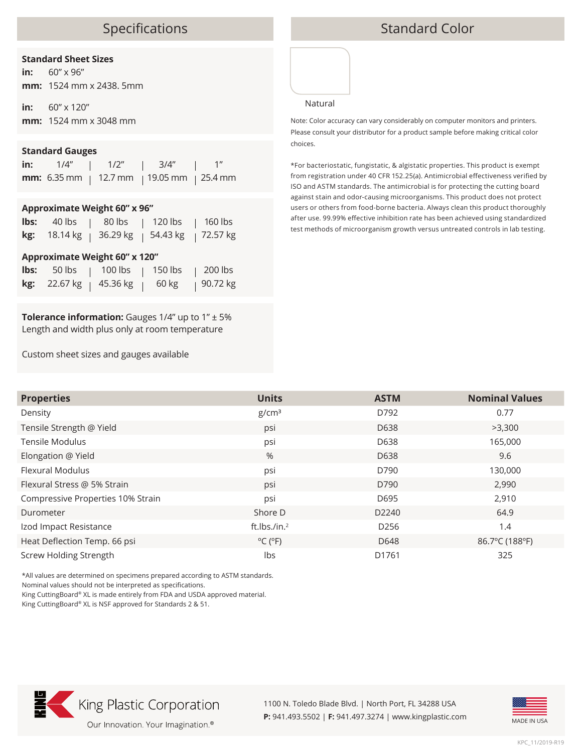## Specifications

**Standard Sheet Sizes**

**in:** 60″ x 96″
**mm:** 1524 mm x 2438. 5mm

**in:** 60″ x 120″
**mm:** 1524 mm x 3048 mm

**Standard Gauges**

| | | | | |
|---|---|---|---|---|
| **in:** | 1/4″ | 1/2″ | 3/4″ | 1″ |
| **mm:** | 6.35 mm | 12.7 mm | 19.05 mm | 25.4 mm |

**Approximate Weight 60″ x 96″**

| | | | | |
|---|---|---|---|---|
| **lbs:** | 40 lbs | 80 lbs | 120 lbs | 160 lbs |
| **kg:** | 18.14 kg | 36.29 kg | 54.43 kg | 72.57 kg |

**Approximate Weight 60″ x 120″**

| | | | | |
|---|---|---|---|---|
| **lbs:** | 50 lbs | 100 lbs | 150 lbs | 200 lbs |
| **kg:** | 22.67 kg | 45.36 kg | 60 kg | 90.72 kg |

**Tolerance information:** Gauges 1/4″ up to 1″ ± 5%
Length and width plus only at room temperature

Custom sheet sizes and gauges available

## Standard Color

Natural

Note: Color accuracy can vary considerably on computer monitors and printers. Please consult your distributor for a product sample before making critical color choices.

*For bacteriostatic, fungistatic, & algistatic properties. This product is exempt from registration under 40 CFR 152.25(a). Antimicrobial effectiveness verified by ISO and ASTM standards. The antimicrobial is for protecting the cutting board against stain and odor-causing microorganisms. This product does not protect users or others from food-borne bacteria. Always clean this product thoroughly after use. 99.99% effective inhibition rate has been achieved using standardized test methods of microorganism growth versus untreated controls in lab testing.

| Properties | Units | ASTM | Nominal Values |
|---|---|---|---|
| Density | g/cm³ | D792 | 0.77 |
| Tensile Strength @ Yield | psi | D638 | >3,300 |
| Tensile Modulus | psi | D638 | 165,000 |
| Elongation @ Yield | % | D638 | 9.6 |
| Flexural Modulus | psi | D790 | 130,000 |
| Flexural Stress @ 5% Strain | psi | D790 | 2,990 |
| Compressive Properties 10% Strain | psi | D695 | 2,910 |
| Durometer | Shore D | D2240 | 64.9 |
| Izod Impact Resistance | ft.lbs./in.² | D256 | 1.4 |
| Heat Deflection Temp. 66 psi | ºC (ºF) | D648 | 86.7ºC (188ºF) |
| Screw Holding Strength | lbs | D1761 | 325 |

*All values are determined on specimens prepared according to ASTM standards.
Nominal values should not be interpreted as specifications.
King CuttingBoard® XL is made entirely from FDA and USDA approved material.
King CuttingBoard® XL is NSF approved for Standards 2 & 51.

King Plastic Corporation
Our Innovation. Your Imagination.®

1100 N. Toledo Blade Blvd. | North Port, FL 34288 USA
**P:** 941.493.5502 | **F:** 941.497.3274 | www.kingplastic.com

MADE IN USA

KPC_11/2019-R19